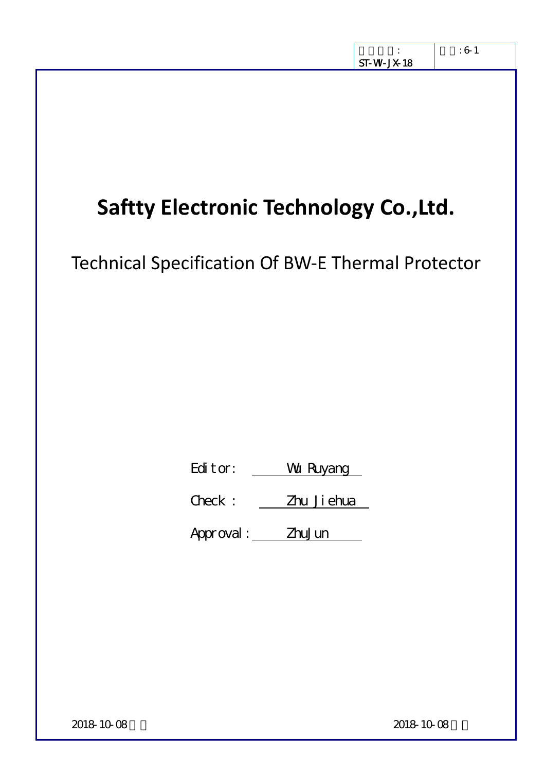| ：ST-WI-JX-18 | ：6-1 |
|---|---|

# Saftty Electronic Technology Co.,Ltd.

## Technical Specification Of BW-E Thermal Protector

Editor: Wu Ruyang

Check : Zhu Jiehua

Approval: ZhuJun

2018-10-08

2018-10-08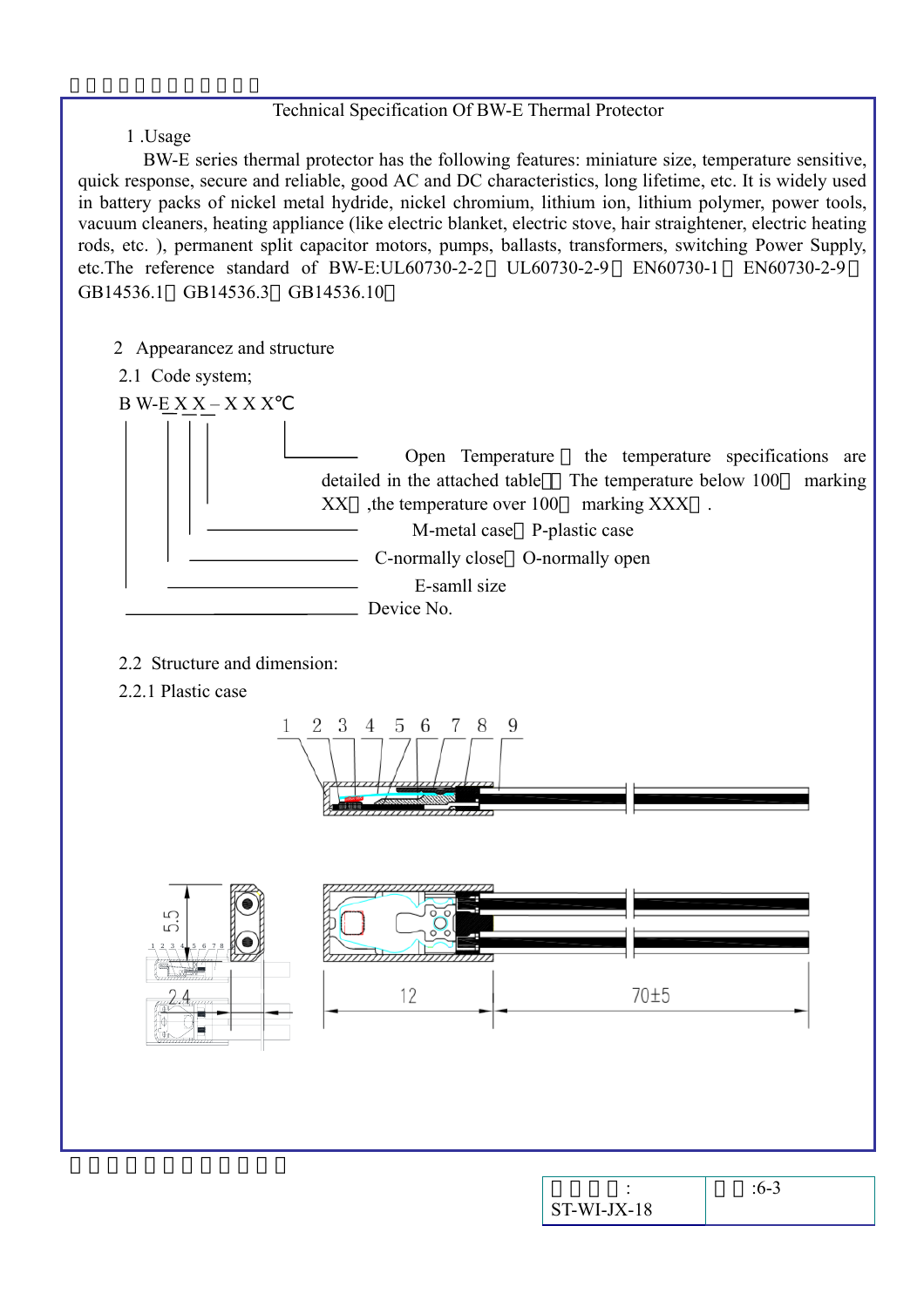Technical Specification Of BW-E Thermal Protector

1 .Usage

BW-E series thermal protector has the following features: miniature size, temperature sensitive, quick response, secure and reliable, good AC and DC characteristics, long lifetime, etc. It is widely used in battery packs of nickel metal hydride, nickel chromium, lithium ion, lithium polymer, power tools, vacuum cleaners, heating appliance (like electric blanket, electric stove, hair straightener, electric heating rods, etc. ), permanent split capacitor motors, pumps, ballasts, transformers, switching Power Supply, etc.The reference standard of BW-E:UL60730-2-2， UL60730-2-9， EN60730-1， EN60730-2-9， GB14536.1， GB14536.3， GB14536.10。

2 Appearancez and structure

2.1 Code system;

B W-E X X – X X X℃

- Open Temperature ： the temperature specifications are detailed in the attached table， The temperature below 100℃ marking XX℃ ,the temperature over 100℃ marking XXX℃ .
- M-metal case， P-plastic case
- C-normally close， O-normally open
- E-samll size
- Device No.

2.2 Structure and dimension:

2.2.1 Plastic case

1 2 3 4 5 6 7 8 9

5.5

2.4

12

70±5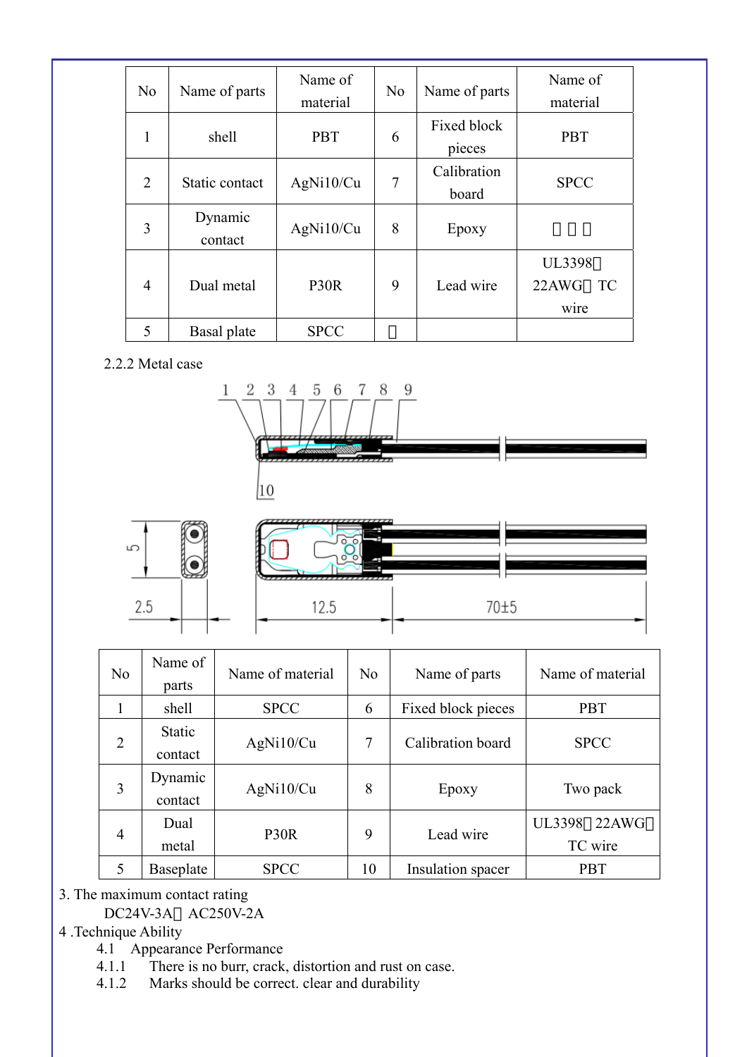| No | Name of parts | Name of material | No | Name of parts | Name of material |
|---|---|---|---|---|---|
| 1 | shell | PBT | 6 | Fixed block pieces | PBT |
| 2 | Static contact | AgNi10/Cu | 7 | Calibration board | SPCC |
| 3 | Dynamic contact | AgNi10/Cu | 8 | Epoxy | □□□ |
| 4 | Dual metal | P30R | 9 | Lead wire | UL3398□22AWG□TC wire |
| 5 | Basal plate | SPCC | □ | | |

2.2.2 Metal case

| No | Name of parts | Name of material | No | Name of parts | Name of material |
|---|---|---|---|---|---|
| 1 | shell | SPCC | 6 | Fixed block pieces | PBT |
| 2 | Static contact | AgNi10/Cu | 7 | Calibration board | SPCC |
| 3 | Dynamic contact | AgNi10/Cu | 8 | Epoxy | Two pack |
| 4 | Dual metal | P30R | 9 | Lead wire | UL3398□22AWG□TC wire |
| 5 | Baseplate | SPCC | 10 | Insulation spacer | PBT |

3. The maximum contact rating

DC24V-3A□AC250V-2A

4 .Technique Ability

4.1 Appearance Performance

4.1.1 There is no burr, crack, distortion and rust on case.

4.1.2 Marks should be correct. clear and durability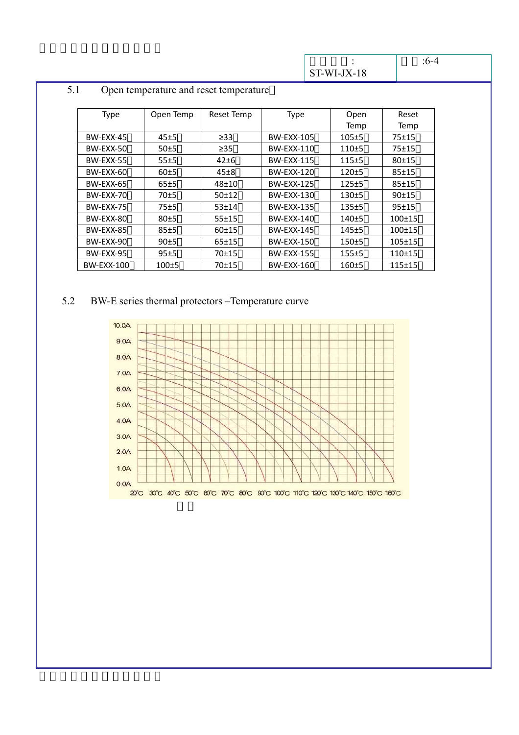### 5.1 Open temperature and reset temperature

| Type | Open Temp | Reset Temp | Type | Open Temp | Reset Temp |
|---|---|---|---|---|---|
| BW-EXX-45 | 45±5 | ≥33 | BW-EXX-105 | 105±5 | 75±15 |
| BW-EXX-50 | 50±5 | ≥35 | BW-EXX-110 | 110±5 | 75±15 |
| BW-EXX-55 | 55±5 | 42±6 | BW-EXX-115 | 115±5 | 80±15 |
| BW-EXX-60 | 60±5 | 45±8 | BW-EXX-120 | 120±5 | 85±15 |
| BW-EXX-65 | 65±5 | 48±10 | BW-EXX-125 | 125±5 | 85±15 |
| BW-EXX-70 | 70±5 | 50±12 | BW-EXX-130 | 130±5 | 90±15 |
| BW-EXX-75 | 75±5 | 53±14 | BW-EXX-135 | 135±5 | 95±15 |
| BW-EXX-80 | 80±5 | 55±15 | BW-EXX-140 | 140±5 | 100±15 |
| BW-EXX-85 | 85±5 | 60±15 | BW-EXX-145 | 145±5 | 100±15 |
| BW-EXX-90 | 90±5 | 65±15 | BW-EXX-150 | 150±5 | 105±15 |
| BW-EXX-95 | 95±5 | 70±15 | BW-EXX-155 | 155±5 | 110±15 |
| BW-EXX-100 | 100±5 | 70±15 | BW-EXX-160 | 160±5 | 115±15 |

### 5.2 BW-E series thermal protectors –Temperature curve

10.0A 9.0A 8.0A 7.0A 6.0A 5.0A 4.0A 3.0A 2.0A 1.0A 0.0A

20℃ 30℃ 40℃ 50℃ 60℃ 70℃ 80℃ 90℃ 100℃ 110℃ 120℃ 130℃ 140℃ 150℃ 160℃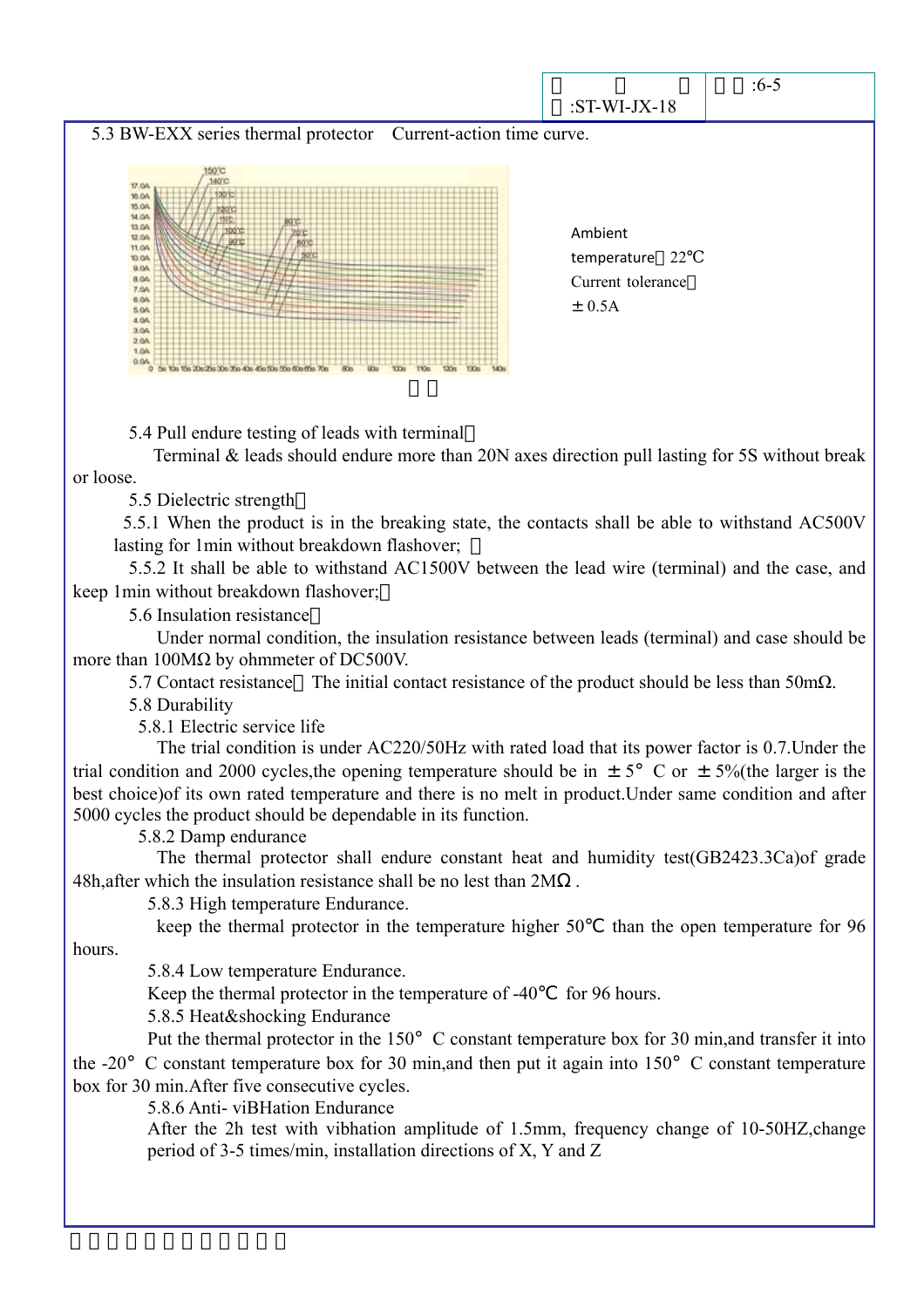5.3 BW-EXX series thermal protector Current-action time curve.

Ambient temperature：22℃
Current tolerance：±0.5A

5.4 Pull endure testing of leads with terminal：

Terminal & leads should endure more than 20N axes direction pull lasting for 5S without break or loose.

5.5 Dielectric strength：

5.5.1 When the product is in the breaking state, the contacts shall be able to withstand AC500V lasting for 1min without breakdown flashover;

5.5.2 It shall be able to withstand AC1500V between the lead wire (terminal) and the case, and keep 1min without breakdown flashover;

5.6 Insulation resistance：

Under normal condition, the insulation resistance between leads (terminal) and case should be more than 100MΩ by ohmmeter of DC500V.

5.7 Contact resistance：The initial contact resistance of the product should be less than 50mΩ.

5.8 Durability

5.8.1 Electric service life

The trial condition is under AC220/50Hz with rated load that its power factor is 0.7.Under the trial condition and 2000 cycles,the opening temperature should be in ±5° C or ±5%(the larger is the best choice)of its own rated temperature and there is no melt in product.Under same condition and after 5000 cycles the product should be dependable in its function.

5.8.2 Damp endurance

The thermal protector shall endure constant heat and humidity test(GB2423.3Ca)of grade 48h,after which the insulation resistance shall be no lest than 2MΩ .

5.8.3 High temperature Endurance.

keep the thermal protector in the temperature higher 50℃ than the open temperature for 96 hours.

5.8.4 Low temperature Endurance.

Keep the thermal protector in the temperature of -40℃ for 96 hours.

5.8.5 Heat&shocking Endurance

Put the thermal protector in the 150° C constant temperature box for 30 min,and transfer it into the -20° C constant temperature box for 30 min,and then put it again into 150° C constant temperature box for 30 min.After five consecutive cycles.

5.8.6 Anti- viBHation Endurance

After the 2h test with vibhation amplitude of 1.5mm, frequency change of 10-50HZ,change period of 3-5 times/min, installation directions of X, Y and Z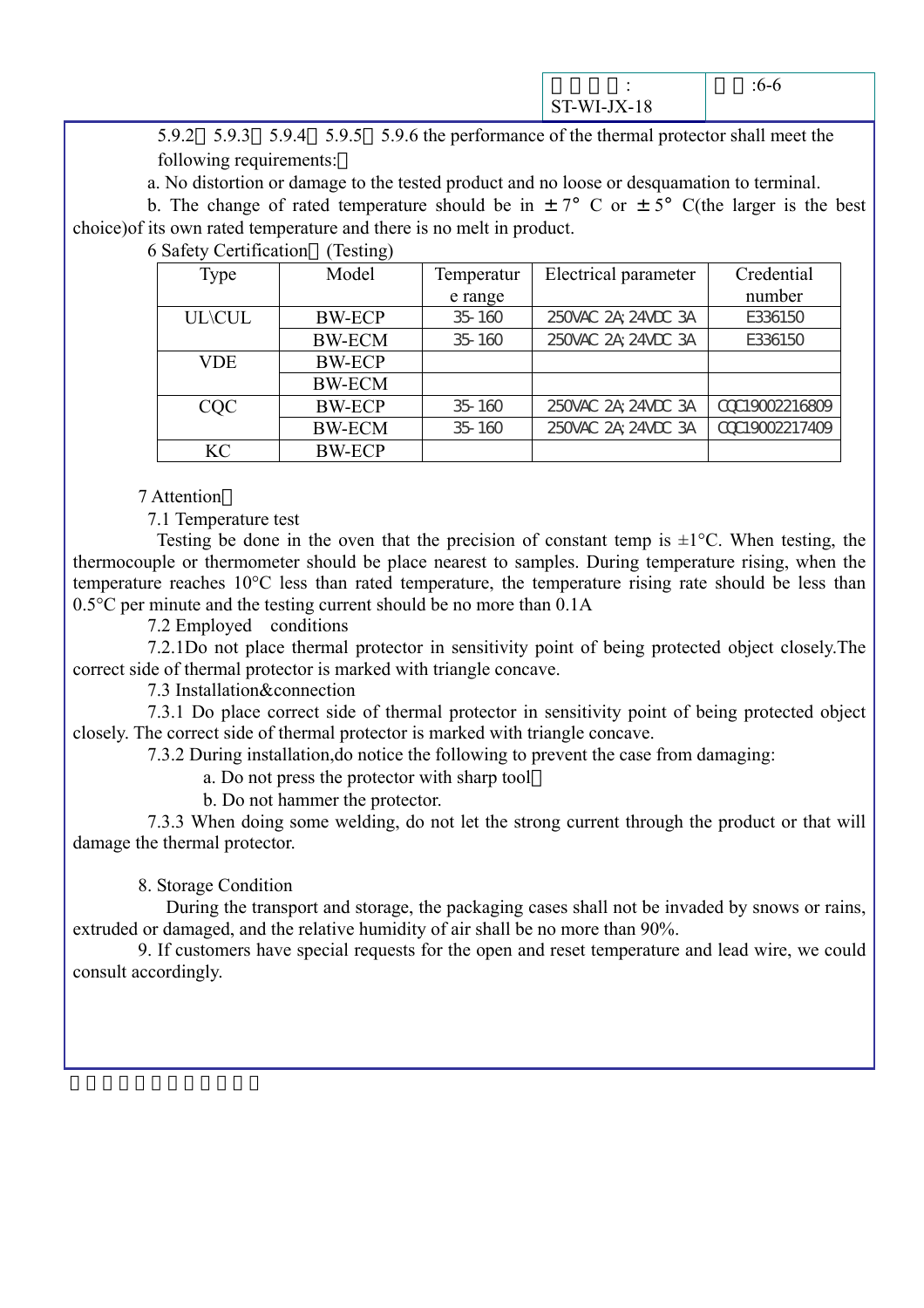5.9.2 5.9.3 5.9.4 5.9.5 5.9.6 the performance of the thermal protector shall meet the following requirements:

a. No distortion or damage to the tested product and no loose or desquamation to terminal.

b. The change of rated temperature should be in ±7° C or ±5° C(the larger is the best choice)of its own rated temperature and there is no melt in product.

6 Safety Certification (Testing)

| Type | Model | Temperature range | Electrical parameter | Credential number |
|---|---|---|---|---|
| UL\CUL | BW-ECP | 35-160 | 250VAC 2A; 24VDC 3A | E336150 |
| | BW-ECM | 35-160 | 250VAC 2A; 24VDC 3A | E336150 |
| VDE | BW-ECP | | | |
| | BW-ECM | | | |
| CQC | BW-ECP | 35-160 | 250VAC 2A; 24VDC 3A | CQC19002216809 |
| | BW-ECM | 35-160 | 250VAC 2A; 24VDC 3A | CQC19002217409 |
| KC | BW-ECP | | | |

7 Attention

7.1 Temperature test

Testing be done in the oven that the precision of constant temp is ±1°C. When testing, the thermocouple or thermometer should be place nearest to samples. During temperature rising, when the temperature reaches 10°C less than rated temperature, the temperature rising rate should be less than 0.5°C per minute and the testing current should be no more than 0.1A

7.2 Employed conditions

7.2.1Do not place thermal protector in sensitivity point of being protected object closely.The correct side of thermal protector is marked with triangle concave.

7.3 Installation&connection

7.3.1 Do place correct side of thermal protector in sensitivity point of being protected object closely. The correct side of thermal protector is marked with triangle concave.

7.3.2 During installation,do notice the following to prevent the case from damaging:

a. Do not press the protector with sharp tool

b. Do not hammer the protector.

7.3.3 When doing some welding, do not let the strong current through the product or that will damage the thermal protector.

8. Storage Condition

During the transport and storage, the packaging cases shall not be invaded by snows or rains, extruded or damaged, and the relative humidity of air shall be no more than 90%.

9. If customers have special requests for the open and reset temperature and lead wire, we could consult accordingly.